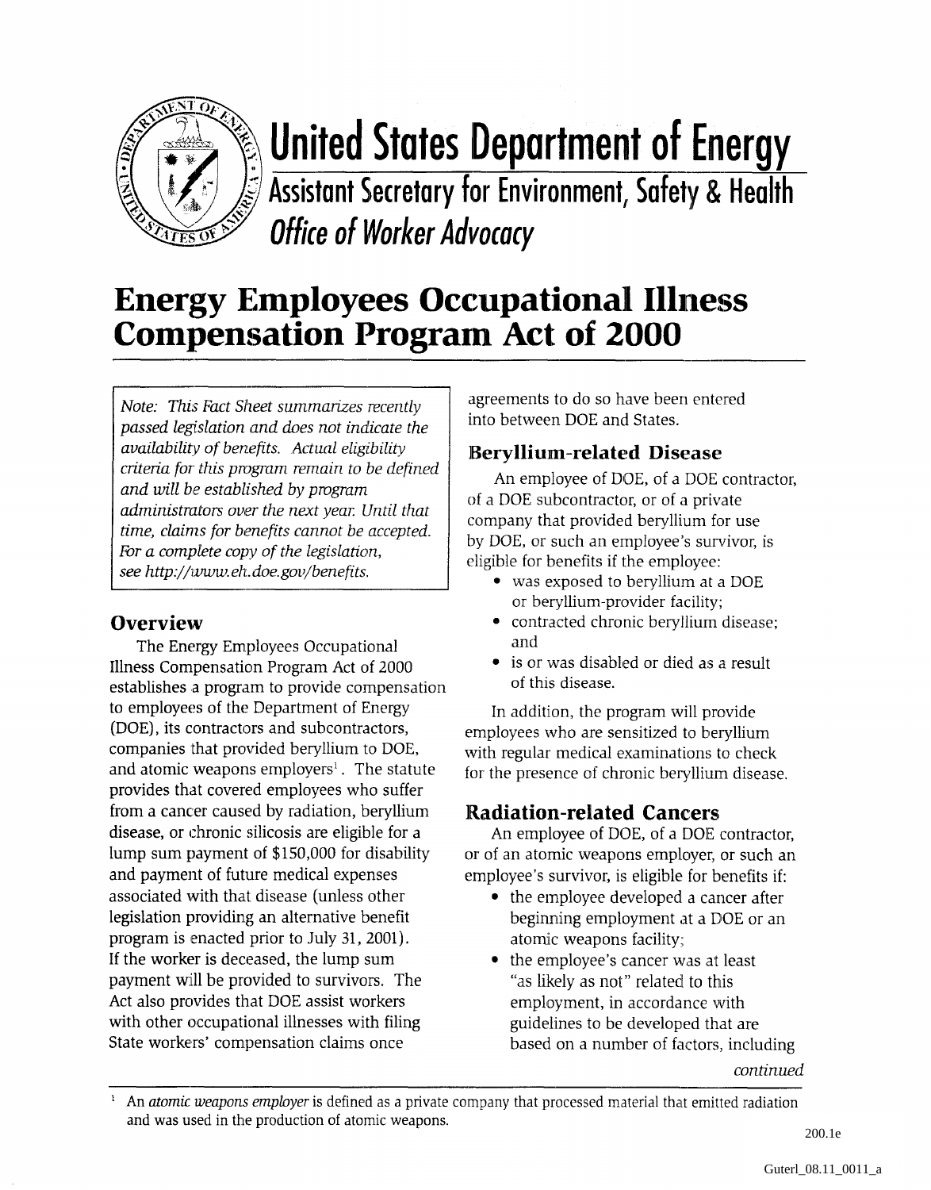# United States Department of Energy

## Assistant Secretary for Environment, Safety & Health

### *Office of Worker Advocacy*

# Energy Employees Occupational Illness Compensation Program Act of 2000

*Note: This Fact Sheet summarizes recently passed legislation and does not indicate the availability of benefits. Actual eligibility criteria for this program remain to be defined and will be established by program administrators over the next year. Until that time, claims for benefits cannot be accepted. For a complete copy of the legislation, see http://www.eh.doe.gov/benefits.*

## Overview

The Energy Employees Occupational Illness Compensation Program Act of 2000 establishes a program to provide compensation to employees of the Department of Energy (DOE), its contractors and subcontractors, companies that provided beryllium to DOE, and atomic weapons employers[1]. The statute provides that covered employees who suffer from a cancer caused by radiation, beryllium disease, or chronic silicosis are eligible for a lump sum payment of $150,000 for disability and payment of future medical expenses associated with that disease (unless other legislation providing an alternative benefit program is enacted prior to July 31, 2001). If the worker is deceased, the lump sum payment will be provided to survivors. The Act also provides that DOE assist workers with other occupational illnesses with filing State workers' compensation claims once agreements to do so have been entered into between DOE and States.

## Beryllium-related Disease

An employee of DOE, of a DOE contractor, of a DOE subcontractor, or of a private company that provided beryllium for use by DOE, or such an employee's survivor, is eligible for benefits if the employee:

- was exposed to beryllium at a DOE or beryllium-provider facility;
- contracted chronic beryllium disease; and
- is or was disabled or died as a result of this disease.

In addition, the program will provide employees who are sensitized to beryllium with regular medical examinations to check for the presence of chronic beryllium disease.

## Radiation-related Cancers

An employee of DOE, of a DOE contractor, or of an atomic weapons employer, or such an employee's survivor, is eligible for benefits if:

- the employee developed a cancer after beginning employment at a DOE or an atomic weapons facility;
- the employee's cancer was at least "as likely as not" related to this employment, in accordance with guidelines to be developed that are based on a number of factors, including

*continued*

[1] An *atomic weapons employer* is defined as a private company that processed material that emitted radiation and was used in the production of atomic weapons.

200.1e

Guterl_08.11_0011_a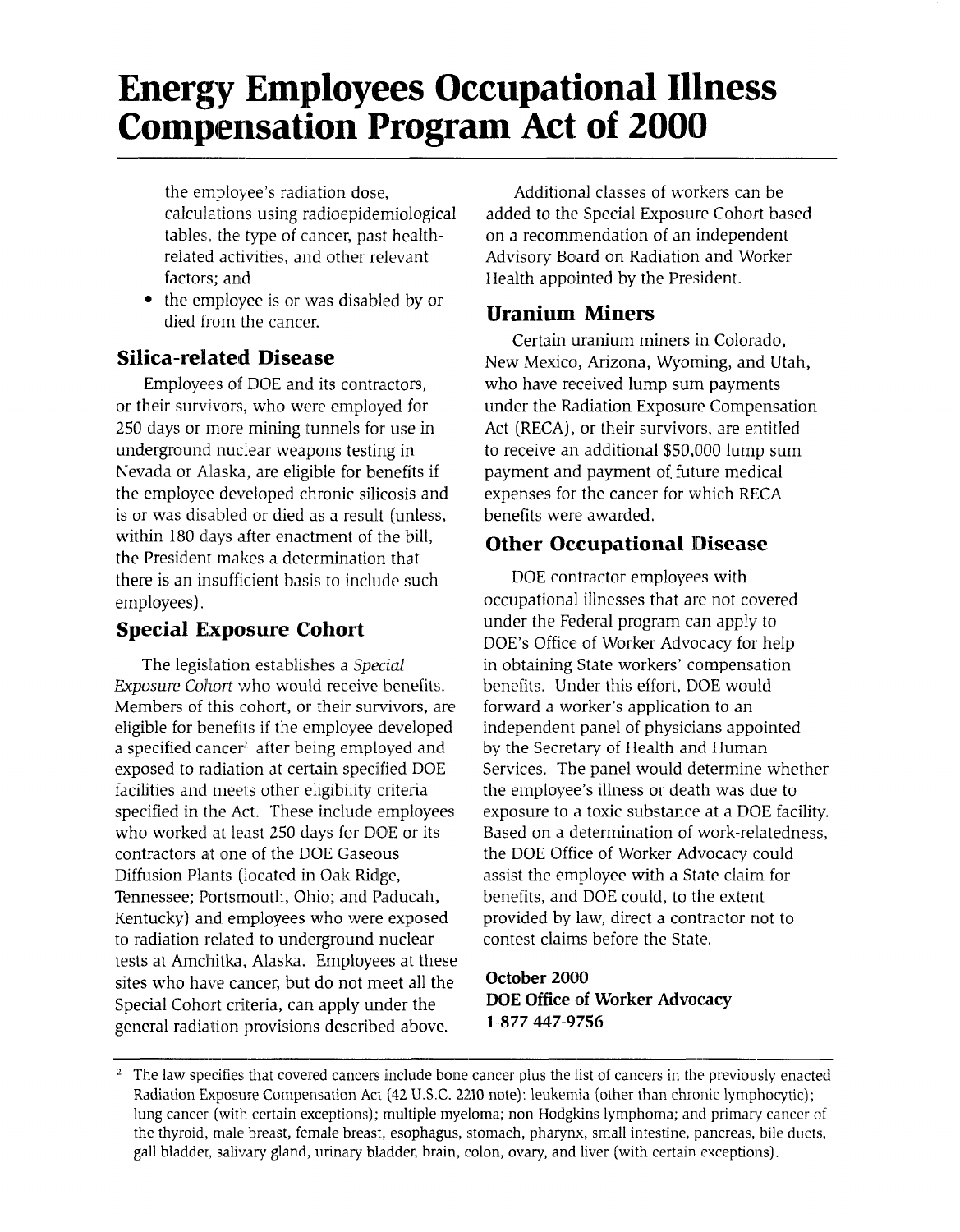# Energy Employees Occupational Illness Compensation Program Act of 2000

the employee's radiation dose, calculations using radioepidemiological tables, the type of cancer, past health-related activities, and other relevant factors; and

- the employee is or was disabled by or died from the cancer.

## Silica-related Disease

Employees of DOE and its contractors, or their survivors, who were employed for 250 days or more mining tunnels for use in underground nuclear weapons testing in Nevada or Alaska, are eligible for benefits if the employee developed chronic silicosis and is or was disabled or died as a result (unless, within 180 days after enactment of the bill, the President makes a determination that there is an insufficient basis to include such employees).

## Special Exposure Cohort

The legislation establishes a *Special Exposure Cohort* who would receive benefits. Members of this cohort, or their survivors, are eligible for benefits if the employee developed a specified cancer[2] after being employed and exposed to radiation at certain specified DOE facilities and meets other eligibility criteria specified in the Act. These include employees who worked at least 250 days for DOE or its contractors at one of the DOE Gaseous Diffusion Plants (located in Oak Ridge, Tennessee; Portsmouth, Ohio; and Paducah, Kentucky) and employees who were exposed to radiation related to underground nuclear tests at Amchitka, Alaska. Employees at these sites who have cancer, but do not meet all the Special Cohort criteria, can apply under the general radiation provisions described above.

Additional classes of workers can be added to the Special Exposure Cohort based on a recommendation of an independent Advisory Board on Radiation and Worker Health appointed by the President.

## Uranium Miners

Certain uranium miners in Colorado, New Mexico, Arizona, Wyoming, and Utah, who have received lump sum payments under the Radiation Exposure Compensation Act (RECA), or their survivors, are entitled to receive an additional $50,000 lump sum payment and payment of future medical expenses for the cancer for which RECA benefits were awarded.

## Other Occupational Disease

DOE contractor employees with occupational illnesses that are not covered under the Federal program can apply to DOE's Office of Worker Advocacy for help in obtaining State workers' compensation benefits. Under this effort, DOE would forward a worker's application to an independent panel of physicians appointed by the Secretary of Health and Human Services. The panel would determine whether the employee's illness or death was due to exposure to a toxic substance at a DOE facility. Based on a determination of work-relatedness, the DOE Office of Worker Advocacy could assist the employee with a State claim for benefits, and DOE could, to the extent provided by law, direct a contractor not to contest claims before the State.

**October 2000**
**DOE Office of Worker Advocacy**
**1-877-447-9756**

---

[2] The law specifies that covered cancers include bone cancer plus the list of cancers in the previously enacted Radiation Exposure Compensation Act (42 U.S.C. 2210 note): leukemia (other than chronic lymphocytic); lung cancer (with certain exceptions); multiple myeloma; non-Hodgkins lymphoma; and primary cancer of the thyroid, male breast, female breast, esophagus, stomach, pharynx, small intestine, pancreas, bile ducts, gall bladder, salivary gland, urinary bladder, brain, colon, ovary, and liver (with certain exceptions).